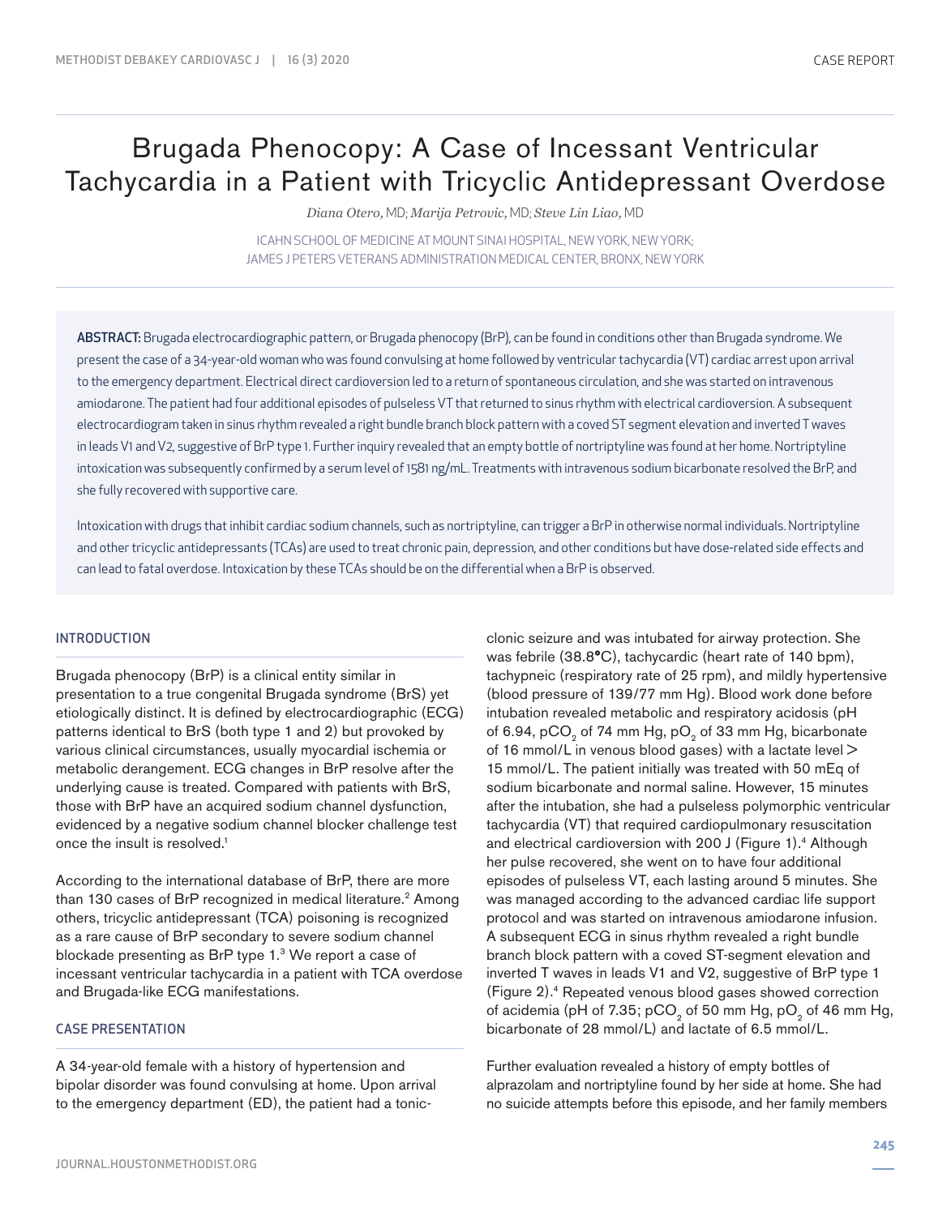# Brugada Phenocopy: A Case of Incessant Ventricular Tachycardia in a Patient with Tricyclic Antidepressant Overdose

*Diana Otero,* MD; *Marija Petrovic,* MD; *Steve Lin Liao,* MD

ICAHN SCHOOL OF MEDICINE AT MOUNT SINAI HOSPITAL, NEW YORK, NEW YORK; JAMES J PETERS VETERANS ADMINISTRATION MEDICAL CENTER, BRONX, NEW YORK

**ABSTRACT:** Brugada electrocardiographic pattern, or Brugada phenocopy (BrP), can be found in conditions other than Brugada syndrome. We present the case of a 34-year-old woman who was found convulsing at home followed by ventricular tachycardia (VT) cardiac arrest upon arrival to the emergency department. Electrical direct cardioversion led to a return of spontaneous circulation, and she was started on intravenous amiodarone. The patient had four additional episodes of pulseless VT that returned to sinus rhythm with electrical cardioversion. A subsequent electrocardiogram taken in sinus rhythm revealed a right bundle branch block pattern with a coved ST segment elevation and inverted T waves in leads V1 and V2, suggestive of BrP type 1. Further inquiry revealed that an empty bottle of nortriptyline was found at her home. Nortriptyline intoxication was subsequently confirmed by a serum level of 1581 ng/mL. Treatments with intravenous sodium bicarbonate resolved the BrP, and she fully recovered with supportive care.

Intoxication with drugs that inhibit cardiac sodium channels, such as nortriptyline, can trigger a BrP in otherwise normal individuals. Nortriptyline and other tricyclic antidepressants (TCAs) are used to treat chronic pain, depression, and other conditions but have dose-related side effects and can lead to fatal overdose. Intoxication by these TCAs should be on the differential when a BrP is observed.

## INTRODUCTION

Brugada phenocopy (BrP) is a clinical entity similar in presentation to a true congenital Brugada syndrome (BrS) yet etiologically distinct. It is defined by electrocardiographic (ECG) patterns identical to BrS (both type 1 and 2) but provoked by various clinical circumstances, usually myocardial ischemia or metabolic derangement. ECG changes in BrP resolve after the underlying cause is treated. Compared with patients with BrS, those with BrP have an acquired sodium channel dysfunction, evidenced by a negative sodium channel blocker challenge test once the insult is resolved.[1]

According to the international database of BrP, there are more than 130 cases of BrP recognized in medical literature.[2] Among others, tricyclic antidepressant (TCA) poisoning is recognized as a rare cause of BrP secondary to severe sodium channel blockade presenting as BrP type 1.[3] We report a case of incessant ventricular tachycardia in a patient with TCA overdose and Brugada-like ECG manifestations.

## CASE PRESENTATION

A 34-year-old female with a history of hypertension and bipolar disorder was found convulsing at home. Upon arrival to the emergency department (ED), the patient had a tonic-clonic seizure and was intubated for airway protection. She was febrile (38.8°C), tachycardic (heart rate of 140 bpm), tachypneic (respiratory rate of 25 rpm), and mildly hypertensive (blood pressure of 139/77 mm Hg). Blood work done before intubation revealed metabolic and respiratory acidosis (pH of 6.94, $pCO_2$ of 74 mm Hg, $pO_2$ of 33 mm Hg, bicarbonate of 16 mmol/L in venous blood gases) with a lactate level > 15 mmol/L. The patient initially was treated with 50 mEq of sodium bicarbonate and normal saline. However, 15 minutes after the intubation, she had a pulseless polymorphic ventricular tachycardia (VT) that required cardiopulmonary resuscitation and electrical cardioversion with 200 J (Figure 1).[4] Although her pulse recovered, she went on to have four additional episodes of pulseless VT, each lasting around 5 minutes. She was managed according to the advanced cardiac life support protocol and was started on intravenous amiodarone infusion. A subsequent ECG in sinus rhythm revealed a right bundle branch block pattern with a coved ST-segment elevation and inverted T waves in leads V1 and V2, suggestive of BrP type 1 (Figure 2).[4] Repeated venous blood gases showed correction of acidemia (pH of 7.35; $pCO_2$ of 50 mm Hg, $pO_2$ of 46 mm Hg, bicarbonate of 28 mmol/L) and lactate of 6.5 mmol/L.

Further evaluation revealed a history of empty bottles of alprazolam and nortriptyline found by her side at home. She had no suicide attempts before this episode, and her family members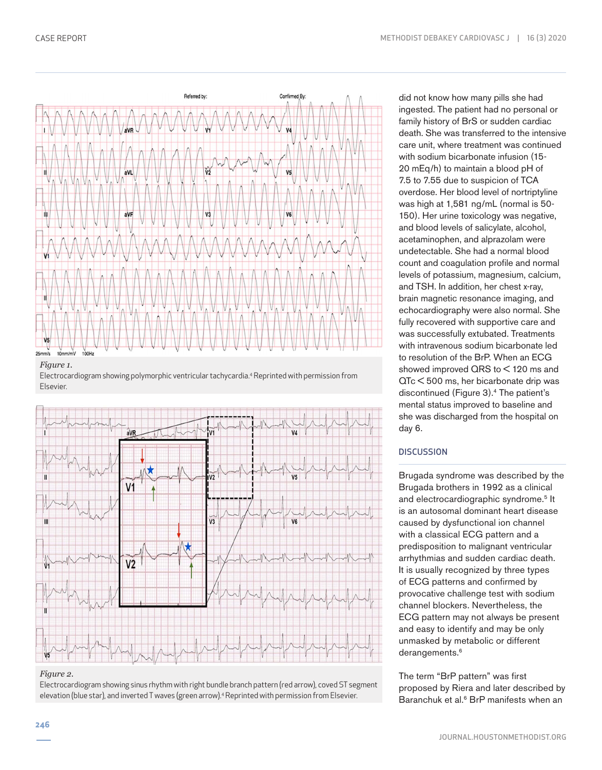*Figure 1.*
Electrocardiogram showing polymorphic ventricular tachycardia.[4] Reprinted with permission from Elsevier.

*Figure 2.*
Electrocardiogram showing sinus rhythm with right bundle branch pattern (red arrow), coved ST segment elevation (blue star), and inverted T waves (green arrow).[4] Reprinted with permission from Elsevier.

did not know how many pills she had ingested. The patient had no personal or family history of BrS or sudden cardiac death. She was transferred to the intensive care unit, where treatment was continued with sodium bicarbonate infusion (15-20 mEq/h) to maintain a blood pH of 7.5 to 7.55 due to suspicion of TCA overdose. Her blood level of nortriptyline was high at 1,581 ng/mL (normal is 50-150). Her urine toxicology was negative, and blood levels of salicylate, alcohol, acetaminophen, and alprazolam were undetectable. She had a normal blood count and coagulation profile and normal levels of potassium, magnesium, calcium, and TSH. In addition, her chest x-ray, brain magnetic resonance imaging, and echocardiography were also normal. She fully recovered with supportive care and was successfully extubated. Treatments with intravenous sodium bicarbonate led to resolution of the BrP. When an ECG showed improved QRS to < 120 ms and QTc < 500 ms, her bicarbonate drip was discontinued (Figure 3).[4] The patient's mental status improved to baseline and she was discharged from the hospital on day 6.

## DISCUSSION

Brugada syndrome was described by the Brugada brothers in 1992 as a clinical and electrocardiographic syndrome.[5] It is an autosomal dominant heart disease caused by dysfunctional ion channel with a classical ECG pattern and a predisposition to malignant ventricular arrhythmias and sudden cardiac death. It is usually recognized by three types of ECG patterns and confirmed by provocative challenge test with sodium channel blockers. Nevertheless, the ECG pattern may not always be present and easy to identify and may be only unmasked by metabolic or different derangements.[6]

The term "BrP pattern" was first proposed by Riera and later described by Baranchuk et al.[6] BrP manifests when an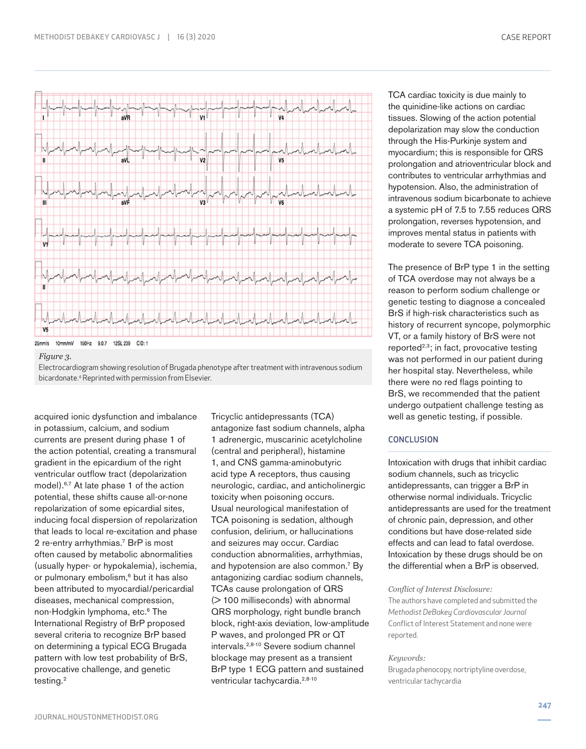*Figure 3.*
Electrocardiogram showing resolution of Brugada phenotype after treatment with intravenous sodium bicardonate.[4] Reprinted with permission from Elsevier.

acquired ionic dysfunction and imbalance in potassium, calcium, and sodium currents are present during phase 1 of the action potential, creating a transmural gradient in the epicardium of the right ventricular outflow tract (depolarization model).[6,7] At late phase 1 of the action potential, these shifts cause all-or-none repolarization of some epicardial sites, inducing focal dispersion of repolarization that leads to local re-excitation and phase 2 re-entry arrhythmias.[7] BrP is most often caused by metabolic abnormalities (usually hyper- or hypokalemia), ischemia, or pulmonary embolism,[6] but it has also been attributed to myocardial/pericardial diseases, mechanical compression, non-Hodgkin lymphoma, etc.[6] The International Registry of BrP proposed several criteria to recognize BrP based on determining a typical ECG Brugada pattern with low test probability of BrS, provocative challenge, and genetic testing.[2]

Tricyclic antidepressants (TCA) antagonize fast sodium channels, alpha 1 adrenergic, muscarinic acetylcholine (central and peripheral), histamine 1, and CNS gamma-aminobutyric acid type A receptors, thus causing neurologic, cardiac, and anticholinergic toxicity when poisoning occurs. Usual neurological manifestation of TCA poisoning is sedation, although confusion, delirium, or hallucinations and seizures may occur. Cardiac conduction abnormalities, arrhythmias, and hypotension are also common.[7] By antagonizing cardiac sodium channels, TCAs cause prolongation of QRS (> 100 milliseconds) with abnormal QRS morphology, right bundle branch block, right-axis deviation, low-amplitude P waves, and prolonged PR or QT intervals.[2,8-10] Severe sodium channel blockage may present as a transient BrP type 1 ECG pattern and sustained ventricular tachycardia.[2,8-10]

TCA cardiac toxicity is due mainly to the quinidine-like actions on cardiac tissues. Slowing of the action potential depolarization may slow the conduction through the His-Purkinje system and myocardium; this is responsible for QRS prolongation and atrioventricular block and contributes to ventricular arrhythmias and hypotension. Also, the administration of intravenous sodium bicarbonate to achieve a systemic pH of 7.5 to 7.55 reduces QRS prolongation, reverses hypotension, and improves mental status in patients with moderate to severe TCA poisoning.

The presence of BrP type 1 in the setting of TCA overdose may not always be a reason to perform sodium challenge or genetic testing to diagnose a concealed BrS if high-risk characteristics such as history of recurrent syncope, polymorphic VT, or a family history of BrS were not reported[2,3]; in fact, provocative testing was not performed in our patient during her hospital stay. Nevertheless, while there were no red flags pointing to BrS, we recommended that the patient undergo outpatient challenge testing as well as genetic testing, if possible.

## CONCLUSION

Intoxication with drugs that inhibit cardiac sodium channels, such as tricyclic antidepressants, can trigger a BrP in otherwise normal individuals. Tricyclic antidepressants are used for the treatment of chronic pain, depression, and other conditions but have dose-related side effects and can lead to fatal overdose. Intoxication by these drugs should be on the differential when a BrP is observed.

*Conflict of Interest Disclosure:*
The authors have completed and submitted the *Methodist DeBakey Cardiovascular Journal* Conflict of Interest Statement and none were reported.

*Keywords:*
Brugada phenocopy, nortriptyline overdose, ventricular tachycardia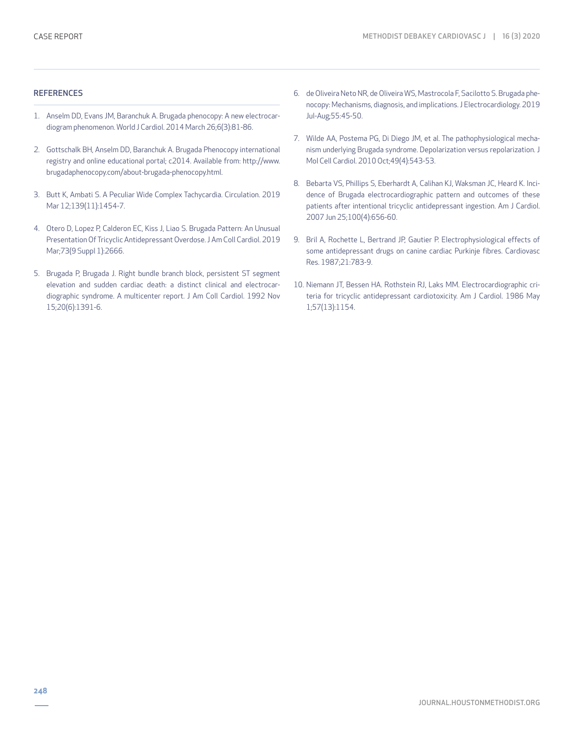## REFERENCES

1. Anselm DD, Evans JM, Baranchuk A. Brugada phenocopy: A new electrocardiogram phenomenon. World J Cardiol. 2014 March 26;6(3):81-86.
2. Gottschalk BH, Anselm DD, Baranchuk A. Brugada Phenocopy international registry and online educational portal; c2014. Available from: http://www.brugadaphenocopy.com/about-brugada-phenocopy.html.
3. Butt K, Ambati S. A Peculiar Wide Complex Tachycardia. Circulation. 2019 Mar 12;139(11):1454-7.
4. Otero D, Lopez P, Calderon EC, Kiss J, Liao S. Brugada Pattern: An Unusual Presentation Of Tricyclic Antidepressant Overdose. J Am Coll Cardiol. 2019 Mar;73(9 Suppl 1):2666.
5. Brugada P, Brugada J. Right bundle branch block, persistent ST segment elevation and sudden cardiac death: a distinct clinical and electrocardiographic syndrome. A multicenter report. J Am Coll Cardiol. 1992 Nov 15;20(6):1391-6.
6. de Oliveira Neto NR, de Oliveira WS, Mastrocola F, Sacilotto S. Brugada phenocopy: Mechanisms, diagnosis, and implications. J Electrocardiology. 2019 Jul-Aug;55:45-50.
7. Wilde AA, Postema PG, Di Diego JM, et al. The pathophysiological mechanism underlying Brugada syndrome. Depolarization versus repolarization. J Mol Cell Cardiol. 2010 Oct;49(4):543-53.
8. Bebarta VS, Phillips S, Eberhardt A, Calihan KJ, Waksman JC, Heard K. Incidence of Brugada electrocardiographic pattern and outcomes of these patients after intentional tricyclic antidepressant ingestion. Am J Cardiol. 2007 Jun 25;100(4):656-60.
9. Bril A, Rochette L, Bertrand JP, Gautier P. Electrophysiological effects of some antidepressant drugs on canine cardiac Purkinje fibres. Cardiovasc Res. 1987;21:783-9.
10. Niemann JT, Bessen HA. Rothstein RJ, Laks MM. Electrocardiographic criteria for tricyclic antidepressant cardiotoxicity. Am J Cardiol. 1986 May 1;57(13):1154.